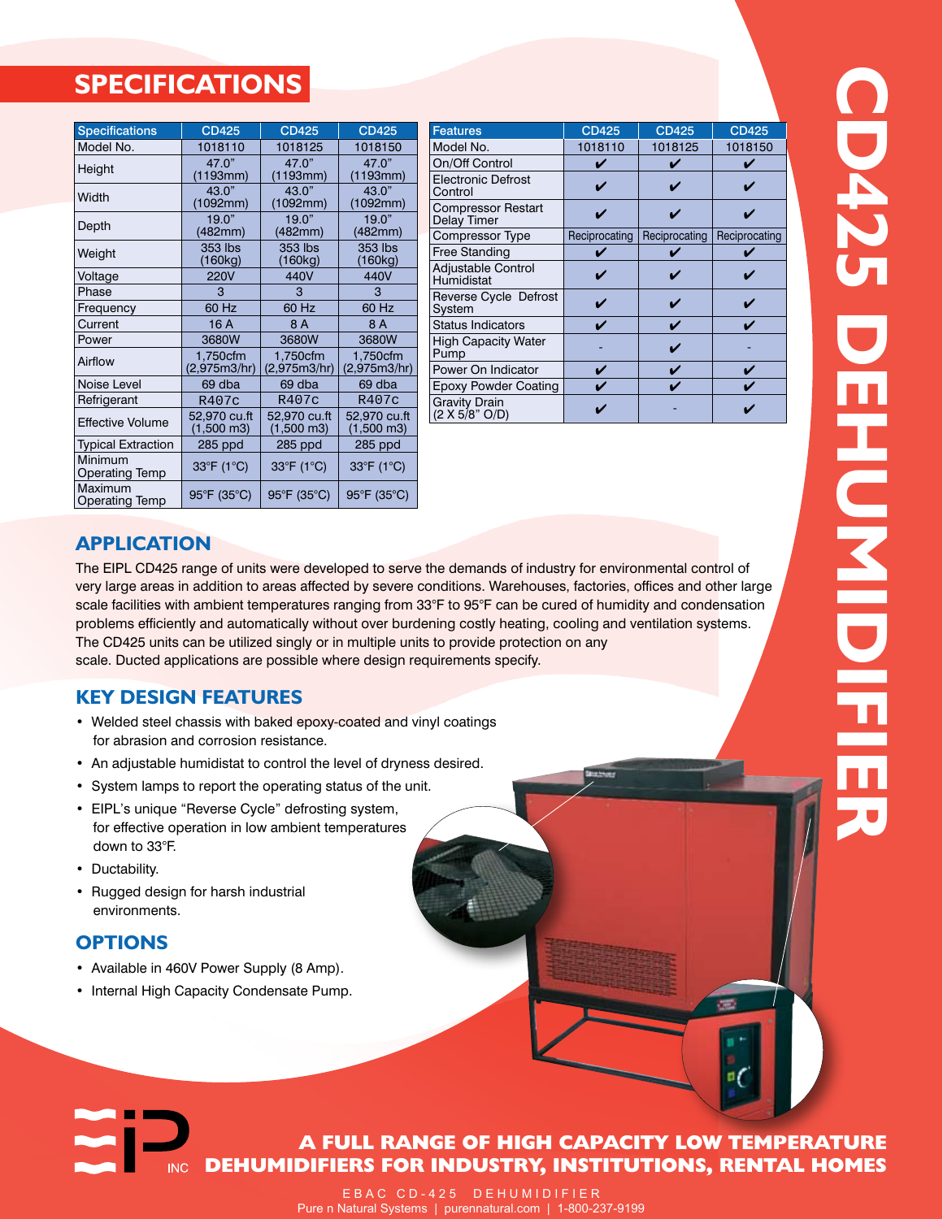# CD425 DEHUMIDIFIER

## SPECIFICATIONS

| Specifications | CD425 | CD425 | CD425 |
|---|---|---|---|
| Model No. | 1018110 | 1018125 | 1018150 |
| Height | 47.0" (1193mm) | 47.0" (1193mm) | 47.0" (1193mm) |
| Width | 43.0" (1092mm) | 43.0" (1092mm) | 43.0" (1092mm) |
| Depth | 19.0" (482mm) | 19.0" (482mm) | 19.0" (482mm) |
| Weight | 353 lbs (160kg) | 353 lbs (160kg) | 353 lbs (160kg) |
| Voltage | 220V | 440V | 440V |
| Phase | 3 | 3 | 3 |
| Frequency | 60 Hz | 60 Hz | 60 Hz |
| Current | 16 A | 8 A | 8 A |
| Power | 3680W | 3680W | 3680W |
| Airflow | 1,750cfm (2,975m3/hr) | 1,750cfm (2,975m3/hr) | 1,750cfm (2,975m3/hr) |
| Noise Level | 69 dba | 69 dba | 69 dba |
| Refrigerant | R407c | R407c | R407c |
| Effective Volume | 52,970 cu.ft (1,500 m3) | 52,970 cu.ft (1,500 m3) | 52,970 cu.ft (1,500 m3) |
| Typical Extraction | 285 ppd | 285 ppd | 285 ppd |
| Minimum Operating Temp | 33°F (1°C) | 33°F (1°C) | 33°F (1°C) |
| Maximum Operating Temp | 95°F (35°C) | 95°F (35°C) | 95°F (35°C) |

| Features | CD425 | CD425 | CD425 |
|---|---|---|---|
| Model No. | 1018110 | 1018125 | 1018150 |
| On/Off Control | ✔ | ✔ | ✔ |
| Electronic Defrost Control | ✔ | ✔ | ✔ |
| Compressor Restart Delay Timer | ✔ | ✔ | ✔ |
| Compressor Type | Reciprocating | Reciprocating | Reciprocating |
| Free Standing | ✔ | ✔ | ✔ |
| Adjustable Control Humidistat | ✔ | ✔ | ✔ |
| Reverse Cycle Defrost System | ✔ | ✔ | ✔ |
| Status Indicators | ✔ | ✔ | ✔ |
| High Capacity Water Pump | - | ✔ | - |
| Power On Indicator | ✔ | ✔ | ✔ |
| Epoxy Powder Coating | ✔ | ✔ | ✔ |
| Gravity Drain (2 X 5/8" O/D) | ✔ | - | ✔ |

## APPLICATION

The EIPL CD425 range of units were developed to serve the demands of industry for environmental control of very large areas in addition to areas affected by severe conditions. Warehouses, factories, offices and other large scale facilities with ambient temperatures ranging from 33°F to 95°F can be cured of humidity and condensation problems efficiently and automatically without over burdening costly heating, cooling and ventilation systems. The CD425 units can be utilized singly or in multiple units to provide protection on any scale. Ducted applications are possible where design requirements specify.

## KEY DESIGN FEATURES

- Welded steel chassis with baked epoxy-coated and vinyl coatings for abrasion and corrosion resistance.
- An adjustable humidistat to control the level of dryness desired.
- System lamps to report the operating status of the unit.
- EIPL's unique "Reverse Cycle" defrosting system, for effective operation in low ambient temperatures down to 33°F.
- Ductability.
- Rugged design for harsh industrial environments.

## OPTIONS

- Available in 460V Power Supply (8 Amp).
- Internal High Capacity Condensate Pump.

**A FULL RANGE OF HIGH CAPACITY LOW TEMPERATURE DEHUMIDIFIERS FOR INDUSTRY, INSTITUTIONS, RENTAL HOMES**

EBAC CD-425 DEHUMIDIFIER
Pure n Natural Systems | purennatural.com | 1-800-237-9199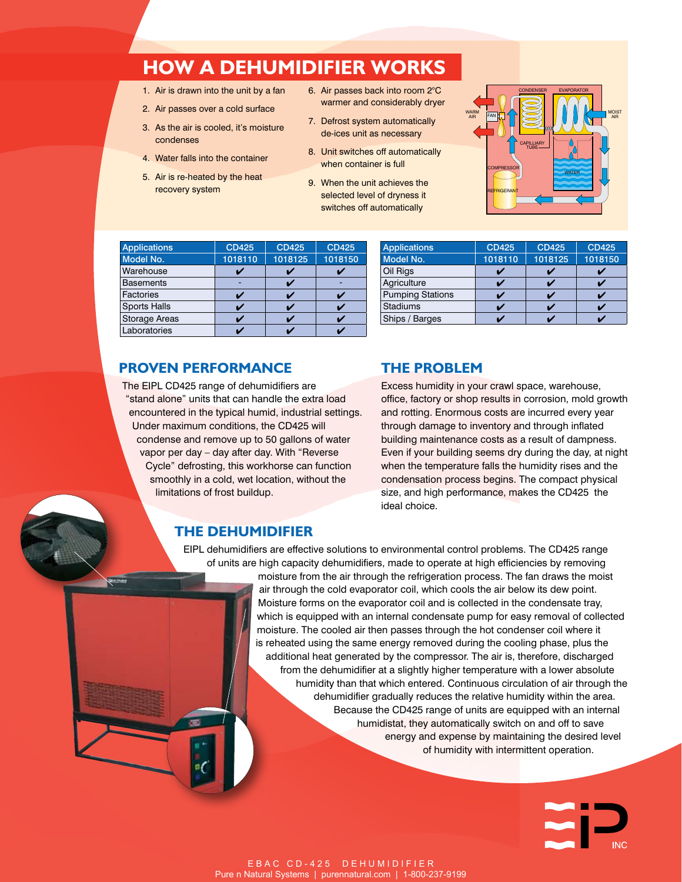## HOW A DEHUMIDIFIER WORKS

1. Air is drawn into the unit by a fan
2. Air passes over a cold surface
3. As the air is cooled, it's moisture condenses
4. Water falls into the container
5. Air is re-heated by the heat recovery system
6. Air passes back into room 2°C warmer and considerably dryer
7. Defrost system automatically de-ices unit as necessary
8. Unit switches off automatically when container is full
9. When the unit achieves the selected level of dryness it switches off automatically

CONDENSER
EVAPORATOR
WARM AIR
FAN
MOIST AIR
CAPILLIARY TUBE
COMPRESSOR
WATER
REFRIGERANT

| Applications | CD425 | CD425 | CD425 |
|---|---|---|---|
| Model No. | 1018110 | 1018125 | 1018150 |
| Warehouse | ✔ | ✔ | ✔ |
| Basements | - | ✔ | - |
| Factories | ✔ | ✔ | ✔ |
| Sports Halls | ✔ | ✔ | ✔ |
| Storage Areas | ✔ | ✔ | ✔ |
| Laboratories | ✔ | ✔ | ✔ |

| Applications | CD425 | CD425 | CD425 |
|---|---|---|---|
| Model No. | 1018110 | 1018125 | 1018150 |
| Oil Rigs | ✔ | ✔ | ✔ |
| Agriculture | ✔ | ✔ | ✔ |
| Pumping Stations | ✔ | ✔ | ✔ |
| Stadiums | ✔ | ✔ | ✔ |
| Ships / Barges | ✔ | ✔ | ✔ |

## PROVEN PERFORMANCE

The EIPL CD425 range of dehumidifiers are "stand alone" units that can handle the extra load encountered in the typical humid, industrial settings. Under maximum conditions, the CD425 will condense and remove up to 50 gallons of water vapor per day – day after day. With "Reverse Cycle" defrosting, this workhorse can function smoothly in a cold, wet location, without the limitations of frost buildup.

## THE PROBLEM

Excess humidity in your crawl space, warehouse, office, factory or shop results in corrosion, mold growth and rotting. Enormous costs are incurred every year through damage to inventory and through inflated building maintenance costs as a result of dampness. Even if your building seems dry during the day, at night when the temperature falls the humidity rises and the condensation process begins. The compact physical size, and high performance, makes the CD425 the ideal choice.

## THE DEHUMIDIFIER

EIPL dehumidifiers are effective solutions to environmental control problems. The CD425 range of units are high capacity dehumidifiers, made to operate at high efficiencies by removing moisture from the air through the refrigeration process. The fan draws the moist air through the cold evaporator coil, which cools the air below its dew point. Moisture forms on the evaporator coil and is collected in the condensate tray, which is equipped with an internal condensate pump for easy removal of collected moisture. The cooled air then passes through the hot condenser coil where it is reheated using the same energy removed during the cooling phase, plus the additional heat generated by the compressor. The air is, therefore, discharged from the dehumidifier at a slightly higher temperature with a lower absolute humidity than that which entered. Continuous circulation of air through the dehumidifier gradually reduces the relative humidity within the area. Because the CD425 range of units are equipped with an internal humidistat, they automatically switch on and off to save energy and expense by maintaining the desired level of humidity with intermittent operation.

EIP INC

EBAC CD-425 DEHUMIDIFIER
Pure n Natural Systems | purennatural.com | 1-800-237-9199